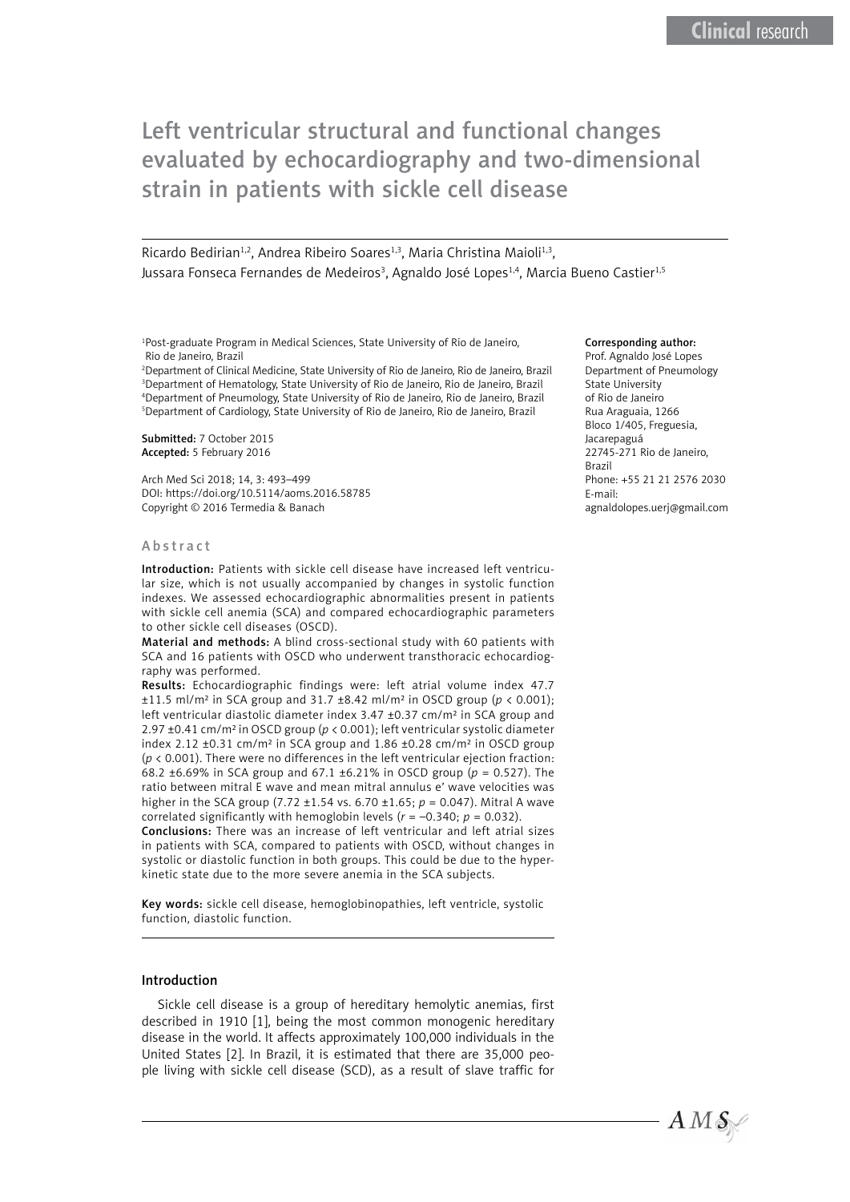# Left ventricular structural and functional changes evaluated by echocardiography and two-dimensional strain in patients with sickle cell disease

Ricardo Bedirian[1,2], Andrea Ribeiro Soares[1,3], Maria Christina Maioli[1,3], Jussara Fonseca Fernandes de Medeiros[3], Agnaldo José Lopes[1,4], Marcia Bueno Castier[1,5]

[1]Post-graduate Program in Medical Sciences, State University of Rio de Janeiro, Rio de Janeiro, Brazil
[2]Department of Clinical Medicine, State University of Rio de Janeiro, Rio de Janeiro, Brazil
[3]Department of Hematology, State University of Rio de Janeiro, Rio de Janeiro, Brazil
[4]Department of Pneumology, State University of Rio de Janeiro, Rio de Janeiro, Brazil
[5]Department of Cardiology, State University of Rio de Janeiro, Rio de Janeiro, Brazil

**Submitted:** 7 October 2015
**Accepted:** 5 February 2016

Arch Med Sci 2018; 14, 3: 493–499
DOI: https://doi.org/10.5114/aoms.2016.58785
Copyright © 2016 Termedia & Banach

**Corresponding author:**
Prof. Agnaldo José Lopes
Department of Pneumology
State University
of Rio de Janeiro
Rua Araguaia, 1266
Bloco 1/405, Freguesia,
Jacarepaguá
22745-271 Rio de Janeiro,
Brazil
Phone: +55 21 21 2576 2030
E-mail:
agnaldolopes.uerj@gmail.com

## Abstract

**Introduction:** Patients with sickle cell disease have increased left ventricular size, which is not usually accompanied by changes in systolic function indexes. We assessed echocardiographic abnormalities present in patients with sickle cell anemia (SCA) and compared echocardiographic parameters to other sickle cell diseases (OSCD).

**Material and methods:** A blind cross-sectional study with 60 patients with SCA and 16 patients with OSCD who underwent transthoracic echocardiography was performed.

**Results:** Echocardiographic findings were: left atrial volume index 47.7 ±11.5 ml/m² in SCA group and 31.7 ±8.42 ml/m² in OSCD group ($p < 0.001$); left ventricular diastolic diameter index 3.47 ±0.37 cm/m² in SCA group and 2.97 ±0.41 cm/m² in OSCD group ($p < 0.001$); left ventricular systolic diameter index 2.12 ±0.31 cm/m² in SCA group and 1.86 ±0.28 cm/m² in OSCD group ($p < 0.001$). There were no differences in the left ventricular ejection fraction: 68.2 ±6.69% in SCA group and 67.1 ±6.21% in OSCD group ($p = 0.527$). The ratio between mitral E wave and mean mitral annulus e' wave velocities was higher in the SCA group (7.72 ±1.54 vs. 6.70 ±1.65; $p = 0.047$). Mitral A wave correlated significantly with hemoglobin levels ($r = -0.340$; $p = 0.032$).

**Conclusions:** There was an increase of left ventricular and left atrial sizes in patients with SCA, compared to patients with OSCD, without changes in systolic or diastolic function in both groups. This could be due to the hyperkinetic state due to the more severe anemia in the SCA subjects.

**Key words:** sickle cell disease, hemoglobinopathies, left ventricle, systolic function, diastolic function.

## Introduction

Sickle cell disease is a group of hereditary hemolytic anemias, first described in 1910 [1], being the most common monogenic hereditary disease in the world. It affects approximately 100,000 individuals in the United States [2]. In Brazil, it is estimated that there are 35,000 people living with sickle cell disease (SCD), as a result of slave traffic for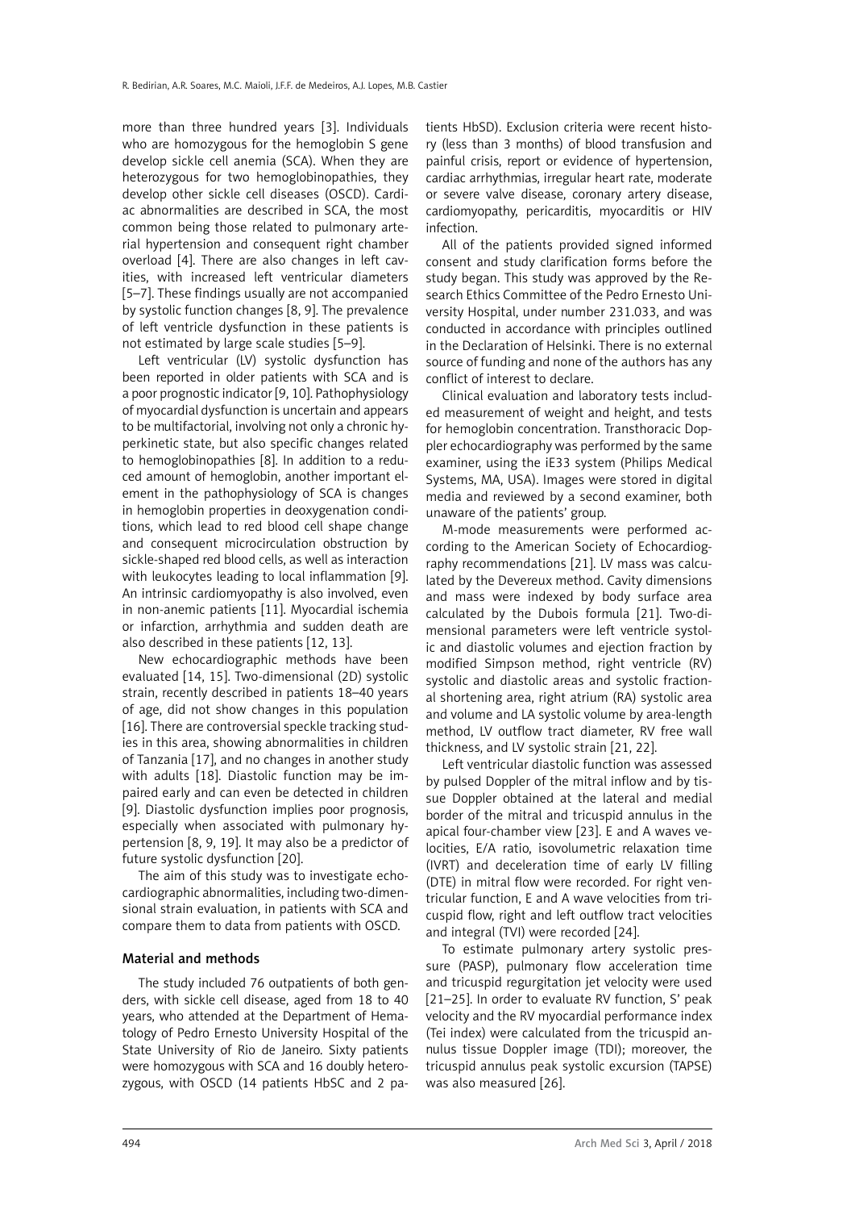more than three hundred years [3]. Individuals who are homozygous for the hemoglobin S gene develop sickle cell anemia (SCA). When they are heterozygous for two hemoglobinopathies, they develop other sickle cell diseases (OSCD). Cardiac abnormalities are described in SCA, the most common being those related to pulmonary arterial hypertension and consequent right chamber overload [4]. There are also changes in left cavities, with increased left ventricular diameters [5–7]. These findings usually are not accompanied by systolic function changes [8, 9]. The prevalence of left ventricle dysfunction in these patients is not estimated by large scale studies [5–9].

Left ventricular (LV) systolic dysfunction has been reported in older patients with SCA and is a poor prognostic indicator [9, 10]. Pathophysiology of myocardial dysfunction is uncertain and appears to be multifactorial, involving not only a chronic hyperkinetic state, but also specific changes related to hemoglobinopathies [8]. In addition to a reduced amount of hemoglobin, another important element in the pathophysiology of SCA is changes in hemoglobin properties in deoxygenation conditions, which lead to red blood cell shape change and consequent microcirculation obstruction by sickle-shaped red blood cells, as well as interaction with leukocytes leading to local inflammation [9]. An intrinsic cardiomyopathy is also involved, even in non-anemic patients [11]. Myocardial ischemia or infarction, arrhythmia and sudden death are also described in these patients [12, 13].

New echocardiographic methods have been evaluated [14, 15]. Two-dimensional (2D) systolic strain, recently described in patients 18–40 years of age, did not show changes in this population [16]. There are controversial speckle tracking studies in this area, showing abnormalities in children of Tanzania [17], and no changes in another study with adults [18]. Diastolic function may be impaired early and can even be detected in children [9]. Diastolic dysfunction implies poor prognosis, especially when associated with pulmonary hypertension [8, 9, 19]. It may also be a predictor of future systolic dysfunction [20].

The aim of this study was to investigate echocardiographic abnormalities, including two-dimensional strain evaluation, in patients with SCA and compare them to data from patients with OSCD.

## Material and methods

The study included 76 outpatients of both genders, with sickle cell disease, aged from 18 to 40 years, who attended at the Department of Hematology of Pedro Ernesto University Hospital of the State University of Rio de Janeiro. Sixty patients were homozygous with SCA and 16 doubly heterozygous, with OSCD (14 patients HbSC and 2 patients HbSD). Exclusion criteria were recent history (less than 3 months) of blood transfusion and painful crisis, report or evidence of hypertension, cardiac arrhythmias, irregular heart rate, moderate or severe valve disease, coronary artery disease, cardiomyopathy, pericarditis, myocarditis or HIV infection.

All of the patients provided signed informed consent and study clarification forms before the study began. This study was approved by the Research Ethics Committee of the Pedro Ernesto University Hospital, under number 231.033, and was conducted in accordance with principles outlined in the Declaration of Helsinki. There is no external source of funding and none of the authors has any conflict of interest to declare.

Clinical evaluation and laboratory tests included measurement of weight and height, and tests for hemoglobin concentration. Transthoracic Doppler echocardiography was performed by the same examiner, using the iE33 system (Philips Medical Systems, MA, USA). Images were stored in digital media and reviewed by a second examiner, both unaware of the patients' group.

M-mode measurements were performed according to the American Society of Echocardiography recommendations [21]. LV mass was calculated by the Devereux method. Cavity dimensions and mass were indexed by body surface area calculated by the Dubois formula [21]. Two-dimensional parameters were left ventricle systolic and diastolic volumes and ejection fraction by modified Simpson method, right ventricle (RV) systolic and diastolic areas and systolic fractional shortening area, right atrium (RA) systolic area and volume and LA systolic volume by area-length method, LV outflow tract diameter, RV free wall thickness, and LV systolic strain [21, 22].

Left ventricular diastolic function was assessed by pulsed Doppler of the mitral inflow and by tissue Doppler obtained at the lateral and medial border of the mitral and tricuspid annulus in the apical four-chamber view [23]. E and A waves velocities, E/A ratio, isovolumetric relaxation time (IVRT) and deceleration time of early LV filling (DTE) in mitral flow were recorded. For right ventricular function, E and A wave velocities from tricuspid flow, right and left outflow tract velocities and integral (TVI) were recorded [24].

To estimate pulmonary artery systolic pressure (PASP), pulmonary flow acceleration time and tricuspid regurgitation jet velocity were used [21–25]. In order to evaluate RV function, S' peak velocity and the RV myocardial performance index (Tei index) were calculated from the tricuspid annulus tissue Doppler image (TDI); moreover, the tricuspid annulus peak systolic excursion (TAPSE) was also measured [26].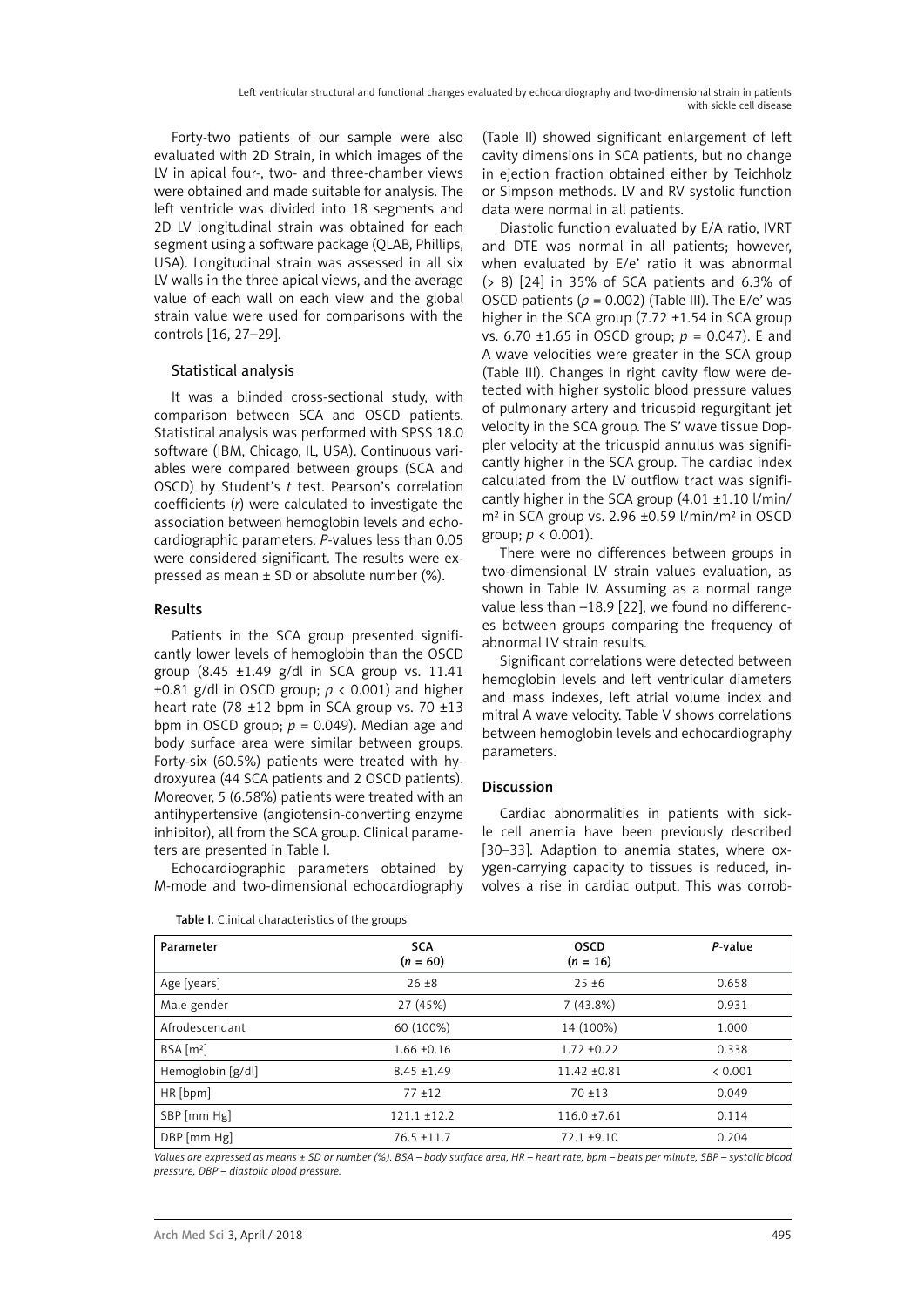Forty-two patients of our sample were also evaluated with 2D Strain, in which images of the LV in apical four-, two- and three-chamber views were obtained and made suitable for analysis. The left ventricle was divided into 18 segments and 2D LV longitudinal strain was obtained for each segment using a software package (QLAB, Phillips, USA). Longitudinal strain was assessed in all six LV walls in the three apical views, and the average value of each wall on each view and the global strain value were used for comparisons with the controls [16, 27–29].

### Statistical analysis

It was a blinded cross-sectional study, with comparison between SCA and OSCD patients. Statistical analysis was performed with SPSS 18.0 software (IBM, Chicago, IL, USA). Continuous variables were compared between groups (SCA and OSCD) by Student's *t* test. Pearson's correlation coefficients (*r*) were calculated to investigate the association between hemoglobin levels and echocardiographic parameters. *P*-values less than 0.05 were considered significant. The results were expressed as mean ± SD or absolute number (%).

## Results

Patients in the SCA group presented significantly lower levels of hemoglobin than the OSCD group (8.45 ±1.49 g/dl in SCA group vs. 11.41 ±0.81 g/dl in OSCD group; $p < 0.001$) and higher heart rate (78 ±12 bpm in SCA group vs. 70 ±13 bpm in OSCD group; $p = 0.049$). Median age and body surface area were similar between groups. Forty-six (60.5%) patients were treated with hydroxyurea (44 SCA patients and 2 OSCD patients). Moreover, 5 (6.58%) patients were treated with an antihypertensive (angiotensin-converting enzyme inhibitor), all from the SCA group. Clinical parameters are presented in Table I.

Echocardiographic parameters obtained by M-mode and two-dimensional echocardiography (Table II) showed significant enlargement of left cavity dimensions in SCA patients, but no change in ejection fraction obtained either by Teichholz or Simpson methods. LV and RV systolic function data were normal in all patients.

Diastolic function evaluated by E/A ratio, IVRT and DTE was normal in all patients; however, when evaluated by E/e' ratio it was abnormal (> 8) [24] in 35% of SCA patients and 6.3% of OSCD patients ($p = 0.002$) (Table III). The E/e' was higher in the SCA group (7.72 ±1.54 in SCA group vs. 6.70 ±1.65 in OSCD group; $p = 0.047$). E and A wave velocities were greater in the SCA group (Table III). Changes in right cavity flow were detected with higher systolic blood pressure values of pulmonary artery and tricuspid regurgitant jet velocity in the SCA group. The S' wave tissue Doppler velocity at the tricuspid annulus was significantly higher in the SCA group. The cardiac index calculated from the LV outflow tract was significantly higher in the SCA group (4.01 ±1.10 l/min/m² in SCA group vs. 2.96 ±0.59 l/min/m² in OSCD group; $p < 0.001$).

There were no differences between groups in two-dimensional LV strain values evaluation, as shown in Table IV. Assuming as a normal range value less than –18.9 [22], we found no differences between groups comparing the frequency of abnormal LV strain results.

Significant correlations were detected between hemoglobin levels and left ventricular diameters and mass indexes, left atrial volume index and mitral A wave velocity. Table V shows correlations between hemoglobin levels and echocardiography parameters.

## Discussion

Cardiac abnormalities in patients with sickle cell anemia have been previously described [30–33]. Adaption to anemia states, where oxygen-carrying capacity to tissues is reduced, involves a rise in cardiac output. This was corrob-

**Table I.** Clinical characteristics of the groups

| Parameter | SCA ($n = 60$) | OSCD ($n = 16$) | *P*-value |
|---|---|---|---|
| Age [years] | 26 ±8 | 25 ±6 | 0.658 |
| Male gender | 27 (45%) | 7 (43.8%) | 0.931 |
| Afrodescendant | 60 (100%) | 14 (100%) | 1.000 |
| BSA [m²] | 1.66 ±0.16 | 1.72 ±0.22 | 0.338 |
| Hemoglobin [g/dl] | 8.45 ±1.49 | 11.42 ±0.81 | < 0.001 |
| HR [bpm] | 77 ±12 | 70 ±13 | 0.049 |
| SBP [mm Hg] | 121.1 ±12.2 | 116.0 ±7.61 | 0.114 |
| DBP [mm Hg] | 76.5 ±11.7 | 72.1 ±9.10 | 0.204 |

*Values are expressed as means ± SD or number (%). BSA – body surface area, HR – heart rate, bpm – beats per minute, SBP – systolic blood pressure, DBP – diastolic blood pressure.*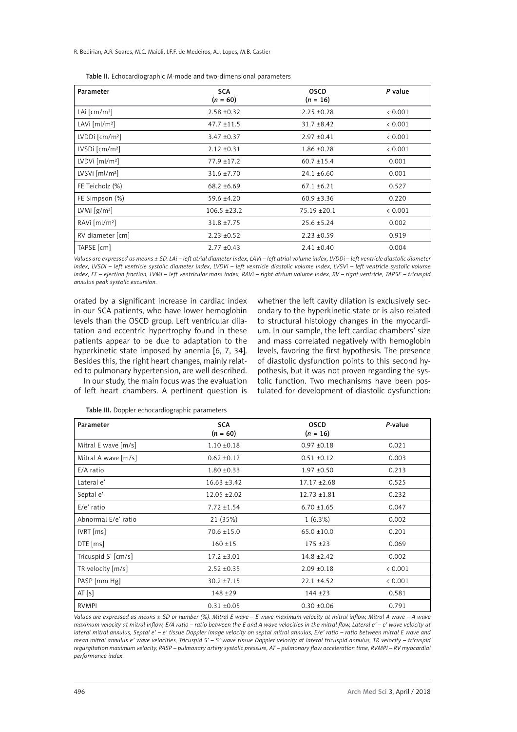Table II. Echocardiographic M-mode and two-dimensional parameters

| Parameter | SCA ($n$ = 60) | OSCD ($n$ = 16) | $P$-value |
|---|---|---|---|
| LAi [cm/m²] | 2.58 ±0.32 | 2.25 ±0.28 | < 0.001 |
| LAVi [ml/m²] | 47.7 ±11.5 | 31.7 ±8.42 | < 0.001 |
| LVDDi [cm/m²] | 3.47 ±0.37 | 2.97 ±0.41 | < 0.001 |
| LVSDi [cm/m²] | 2.12 ±0.31 | 1.86 ±0.28 | < 0.001 |
| LVDVi [ml/m²] | 77.9 ±17.2 | 60.7 ±15.4 | 0.001 |
| LVSVi [ml/m²] | 31.6 ±7.70 | 24.1 ±6.60 | 0.001 |
| FE Teicholz (%) | 68.2 ±6.69 | 67.1 ±6.21 | 0.527 |
| FE Simpson (%) | 59.6 ±4.20 | 60.9 ±3.36 | 0.220 |
| LVMi [g/m²] | 106.5 ±23.2 | 75.19 ±20.1 | < 0.001 |
| RAVi [ml/m²] | 31.8 ±7.75 | 25.6 ±5.24 | 0.002 |
| RV diameter [cm] | 2.23 ±0.52 | 2.23 ±0.59 | 0.919 |
| TAPSE [cm] | 2.77 ±0.43 | 2.41 ±0.40 | 0.004 |

*Values are expressed as means ± SD. LAi – left atrial diameter index, LAVi – left atrial volume index, LVDDi – left ventricle diastolic diameter index, LVSDi – left ventricle systolic diameter index, LVDVi – left ventricle diastolic volume index, LVSVi – left ventricle systolic volume index, EF – ejection fraction, LVMi – left ventricular mass index, RAVi – right atrium volume index, RV – right ventricle, TAPSE – tricuspid annulus peak systolic excursion.*

orated by a significant increase in cardiac index in our SCA patients, who have lower hemoglobin levels than the OSCD group. Left ventricular dilatation and eccentric hypertrophy found in these patients appear to be due to adaptation to the hyperkinetic state imposed by anemia [6, 7, 34]. Besides this, the right heart changes, mainly related to pulmonary hypertension, are well described.

In our study, the main focus was the evaluation of left heart chambers. A pertinent question is whether the left cavity dilation is exclusively secondary to the hyperkinetic state or is also related to structural histology changes in the myocardium. In our sample, the left cardiac chambers' size and mass correlated negatively with hemoglobin levels, favoring the first hypothesis. The presence of diastolic dysfunction points to this second hypothesis, but it was not proven regarding the systolic function. Two mechanisms have been postulated for development of diastolic dysfunction:

Table III. Doppler echocardiographic parameters

| Parameter | SCA ($n$ = 60) | OSCD ($n$ = 16) | $P$-value |
|---|---|---|---|
| Mitral E wave [m/s] | 1.10 ±0.18 | 0.97 ±0.18 | 0.021 |
| Mitral A wave [m/s] | 0.62 ±0.12 | 0.51 ±0.12 | 0.003 |
| E/A ratio | 1.80 ±0.33 | 1.97 ±0.50 | 0.213 |
| Lateral e' | 16.63 ±3.42 | 17.17 ±2.68 | 0.525 |
| Septal e' | 12.05 ±2.02 | 12.73 ±1.81 | 0.232 |
| E/e' ratio | 7.72 ±1.54 | 6.70 ±1.65 | 0.047 |
| Abnormal E/e' ratio | 21 (35%) | 1 (6.3%) | 0.002 |
| IVRT [ms] | 70.6 ±15.0 | 65.0 ±10.0 | 0.201 |
| DTE [ms] | 160 ±15 | 175 ±23 | 0.069 |
| Tricuspid S' [cm/s] | 17.2 ±3.01 | 14.8 ±2.42 | 0.002 |
| TR velocity [m/s] | 2.52 ±0.35 | 2.09 ±0.18 | < 0.001 |
| PASP [mm Hg] | 30.2 ±7.15 | 22.1 ±4.52 | < 0.001 |
| AT [s] | 148 ±29 | 144 ±23 | 0.581 |
| RVMPI | 0.31 ±0.05 | 0.30 ±0.06 | 0.791 |

*Values are expressed as means ± SD or number (%). Mitral E wave – E wave maximum velocity at mitral inflow, Mitral A wave – A wave maximum velocity at mitral inflow, E/A ratio – ratio between the E and A wave velocities in the mitral flow, Lateral e' – e' wave velocity at lateral mitral annulus, Septal e' – e' tissue Doppler image velocity on septal mitral annulus, E/e' ratio – ratio between mitral E wave and mean mitral annulus e' wave velocities, Tricuspid S' – S' wave tissue Doppler velocity at lateral tricuspid annulus, TR velocity – tricuspid regurgitation maximum velocity, PASP – pulmonary artery systolic pressure, AT – pulmonary flow acceleration time, RVMPI – RV myocardial performance index.*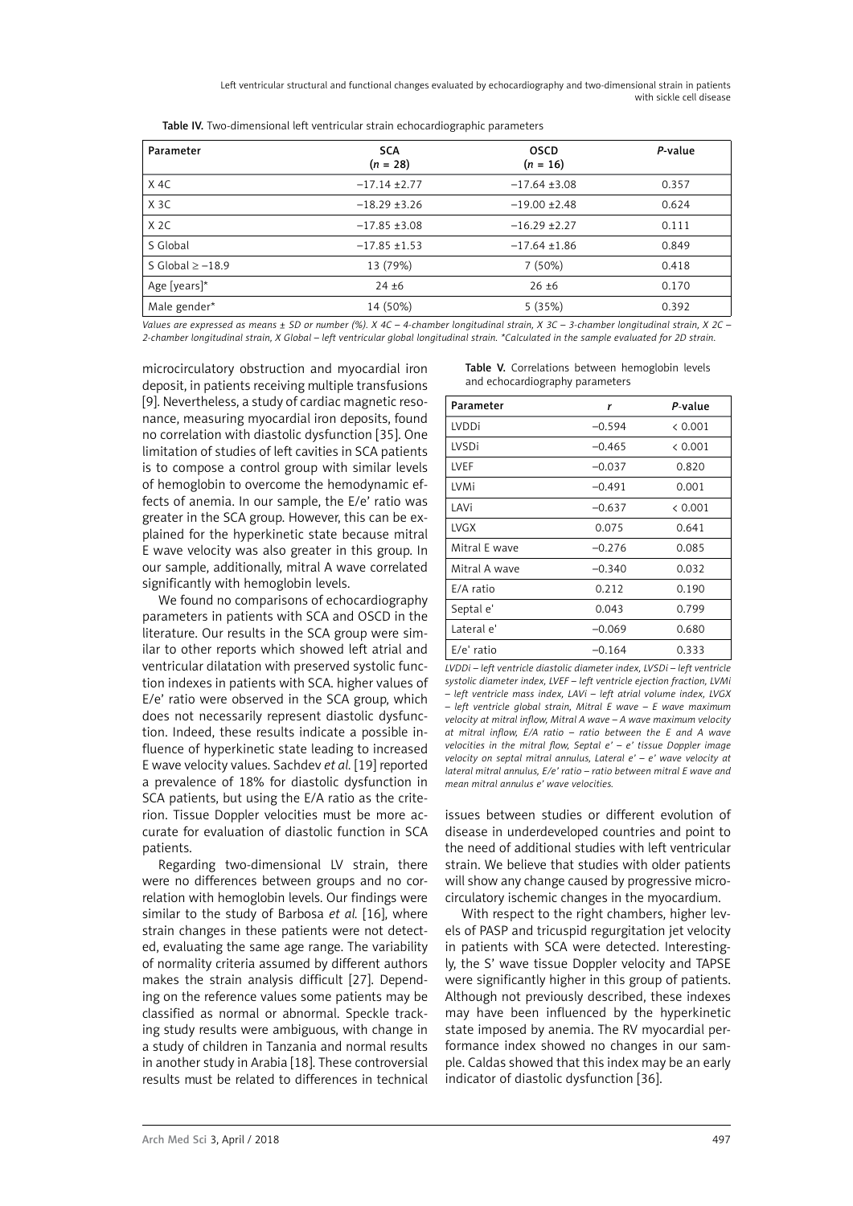Table IV. Two-dimensional left ventricular strain echocardiographic parameters

| Parameter | SCA ($n$ = 28) | OSCD ($n$ = 16) | $P$-value |
|---|---|---|---|
| X 4C | –17.14 ±2.77 | –17.64 ±3.08 | 0.357 |
| X 3C | –18.29 ±3.26 | –19.00 ±2.48 | 0.624 |
| X 2C | –17.85 ±3.08 | –16.29 ±2.27 | 0.111 |
| S Global | –17.85 ±1.53 | –17.64 ±1.86 | 0.849 |
| S Global ≥ –18.9 | 13 (79%) | 7 (50%) | 0.418 |
| Age [years]* | 24 ±6 | 26 ±6 | 0.170 |
| Male gender* | 14 (50%) | 5 (35%) | 0.392 |

*Values are expressed as means ± SD or number (%). X 4C – 4-chamber longitudinal strain, X 3C – 3-chamber longitudinal strain, X 2C – 2-chamber longitudinal strain, X Global – left ventricular global longitudinal strain. *Calculated in the sample evaluated for 2D strain.*

microcirculatory obstruction and myocardial iron deposit, in patients receiving multiple transfusions [9]. Nevertheless, a study of cardiac magnetic resonance, measuring myocardial iron deposits, found no correlation with diastolic dysfunction [35]. One limitation of studies of left cavities in SCA patients is to compose a control group with similar levels of hemoglobin to overcome the hemodynamic effects of anemia. In our sample, the E/e' ratio was greater in the SCA group. However, this can be explained for the hyperkinetic state because mitral E wave velocity was also greater in this group. In our sample, additionally, mitral A wave correlated significantly with hemoglobin levels.

We found no comparisons of echocardiography parameters in patients with SCA and OSCD in the literature. Our results in the SCA group were similar to other reports which showed left atrial and ventricular dilatation with preserved systolic function indexes in patients with SCA. higher values of E/e' ratio were observed in the SCA group, which does not necessarily represent diastolic dysfunction. Indeed, these results indicate a possible influence of hyperkinetic state leading to increased E wave velocity values. Sachdev *et al.* [19] reported a prevalence of 18% for diastolic dysfunction in SCA patients, but using the E/A ratio as the criterion. Tissue Doppler velocities must be more accurate for evaluation of diastolic function in SCA patients.

Regarding two-dimensional LV strain, there were no differences between groups and no correlation with hemoglobin levels. Our findings were similar to the study of Barbosa *et al.* [16], where strain changes in these patients were not detected, evaluating the same age range. The variability of normality criteria assumed by different authors makes the strain analysis difficult [27]. Depending on the reference values some patients may be classified as normal or abnormal. Speckle tracking study results were ambiguous, with change in a study of children in Tanzania and normal results in another study in Arabia [18]. These controversial results must be related to differences in technical issues between studies or different evolution of disease in underdeveloped countries and point to the need of additional studies with left ventricular strain. We believe that studies with older patients will show any change caused by progressive microcirculatory ischemic changes in the myocardium.

Table V. Correlations between hemoglobin levels and echocardiography parameters

| Parameter | $r$ | $P$-value |
|---|---|---|
| LVDDi | –0.594 | < 0.001 |
| LVSDi | –0.465 | < 0.001 |
| LVEF | –0.037 | 0.820 |
| LVMi | –0.491 | 0.001 |
| LAVi | –0.637 | < 0.001 |
| LVGX | 0.075 | 0.641 |
| Mitral E wave | –0.276 | 0.085 |
| Mitral A wave | –0.340 | 0.032 |
| E/A ratio | 0.212 | 0.190 |
| Septal e' | 0.043 | 0.799 |
| Lateral e' | –0.069 | 0.680 |
| E/e' ratio | –0.164 | 0.333 |

*LVDDi – left ventricle diastolic diameter index, LVSDi – left ventricle systolic diameter index, LVEF – left ventricle ejection fraction, LVMi – left ventricle mass index, LAVi – left atrial volume index, LVGX – left ventricle global strain, Mitral E wave – E wave maximum velocity at mitral inflow, Mitral A wave – A wave maximum velocity at mitral inflow, E/A ratio – ratio between the E and A wave velocities in the mitral flow, Septal e' – e' tissue Doppler image velocity on septal mitral annulus, Lateral e' – e' wave velocity at lateral mitral annulus, E/e' ratio – ratio between mitral E wave and mean mitral annulus e' wave velocities.*

With respect to the right chambers, higher levels of PASP and tricuspid regurgitation jet velocity in patients with SCA were detected. Interestingly, the S' wave tissue Doppler velocity and TAPSE were significantly higher in this group of patients. Although not previously described, these indexes may have been influenced by the hyperkinetic state imposed by anemia. The RV myocardial performance index showed no changes in our sample. Caldas showed that this index may be an early indicator of diastolic dysfunction [36].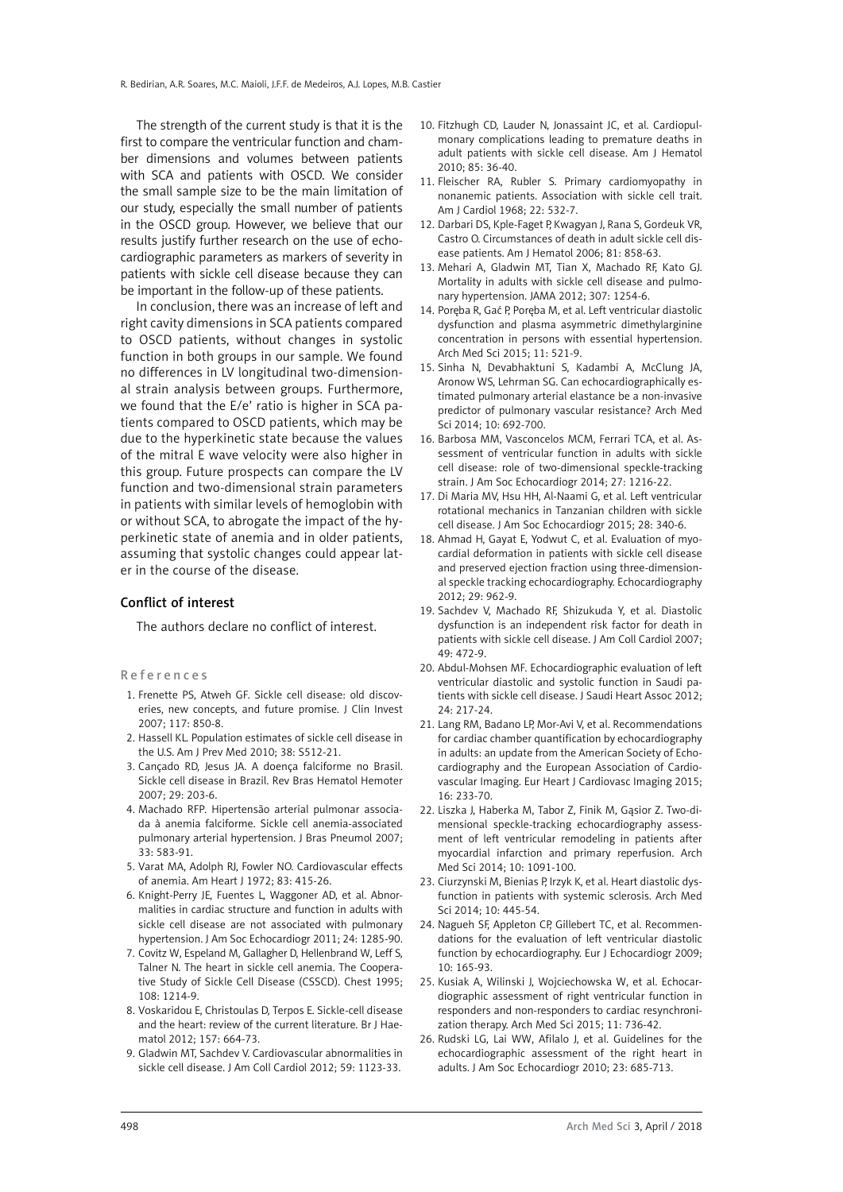The strength of the current study is that it is the first to compare the ventricular function and chamber dimensions and volumes between patients with SCA and patients with OSCD. We consider the small sample size to be the main limitation of our study, especially the small number of patients in the OSCD group. However, we believe that our results justify further research on the use of echocardiographic parameters as markers of severity in patients with sickle cell disease because they can be important in the follow-up of these patients.

In conclusion, there was an increase of left and right cavity dimensions in SCA patients compared to OSCD patients, without changes in systolic function in both groups in our sample. We found no differences in LV longitudinal two-dimensional strain analysis between groups. Furthermore, we found that the E/e' ratio is higher in SCA patients compared to OSCD patients, which may be due to the hyperkinetic state because the values of the mitral E wave velocity were also higher in this group. Future prospects can compare the LV function and two-dimensional strain parameters in patients with similar levels of hemoglobin with or without SCA, to abrogate the impact of the hyperkinetic state of anemia and in older patients, assuming that systolic changes could appear later in the course of the disease.

## Conflict of interest

The authors declare no conflict of interest.

## References

1. Frenette PS, Atweh GF. Sickle cell disease: old discoveries, new concepts, and future promise. J Clin Invest 2007; 117: 850-8.
2. Hassell KL. Population estimates of sickle cell disease in the U.S. Am J Prev Med 2010; 38: S512-21.
3. Cançado RD, Jesus JA. A doença falciforme no Brasil. Sickle cell disease in Brazil. Rev Bras Hematol Hemoter 2007; 29: 203-6.
4. Machado RFP. Hipertensão arterial pulmonar associada à anemia falciforme. Sickle cell anemia-associated pulmonary arterial hypertension. J Bras Pneumol 2007; 33: 583-91.
5. Varat MA, Adolph RJ, Fowler NO. Cardiovascular effects of anemia. Am Heart J 1972; 83: 415-26.
6. Knight-Perry JE, Fuentes L, Waggoner AD, et al. Abnormalities in cardiac structure and function in adults with sickle cell disease are not associated with pulmonary hypertension. J Am Soc Echocardiogr 2011; 24: 1285-90.
7. Covitz W, Espeland M, Gallagher D, Hellenbrand W, Leff S, Talner N. The heart in sickle cell anemia. The Cooperative Study of Sickle Cell Disease (CSSCD). Chest 1995; 108: 1214-9.
8. Voskaridou E, Christoulas D, Terpos E. Sickle-cell disease and the heart: review of the current literature. Br J Haematol 2012; 157: 664-73.
9. Gladwin MT, Sachdev V. Cardiovascular abnormalities in sickle cell disease. J Am Coll Cardiol 2012; 59: 1123-33.
10. Fitzhugh CD, Lauder N, Jonassaint JC, et al. Cardiopulmonary complications leading to premature deaths in adult patients with sickle cell disease. Am J Hematol 2010; 85: 36-40.
11. Fleischer RA, Rubler S. Primary cardiomyopathy in nonanemic patients. Association with sickle cell trait. Am J Cardiol 1968; 22: 532-7.
12. Darbari DS, Kple-Faget P, Kwagyan J, Rana S, Gordeuk VR, Castro O. Circumstances of death in adult sickle cell disease patients. Am J Hematol 2006; 81: 858-63.
13. Mehari A, Gladwin MT, Tian X, Machado RF, Kato GJ. Mortality in adults with sickle cell disease and pulmonary hypertension. JAMA 2012; 307: 1254-6.
14. Poręba R, Gać P, Poręba M, et al. Left ventricular diastolic dysfunction and plasma asymmetric dimethylarginine concentration in persons with essential hypertension. Arch Med Sci 2015; 11: 521-9.
15. Sinha N, Devabhaktuni S, Kadambi A, McClung JA, Aronow WS, Lehrman SG. Can echocardiographically estimated pulmonary arterial elastance be a non-invasive predictor of pulmonary vascular resistance? Arch Med Sci 2014; 10: 692-700.
16. Barbosa MM, Vasconcelos MCM, Ferrari TCA, et al. Assessment of ventricular function in adults with sickle cell disease: role of two-dimensional speckle-tracking strain. J Am Soc Echocardiogr 2014; 27: 1216-22.
17. Di Maria MV, Hsu HH, Al-Naami G, et al. Left ventricular rotational mechanics in Tanzanian children with sickle cell disease. J Am Soc Echocardiogr 2015; 28: 340-6.
18. Ahmad H, Gayat E, Yodwut C, et al. Evaluation of myocardial deformation in patients with sickle cell disease and preserved ejection fraction using three-dimensional speckle tracking echocardiography. Echocardiography 2012; 29: 962-9.
19. Sachdev V, Machado RF, Shizukuda Y, et al. Diastolic dysfunction is an independent risk factor for death in patients with sickle cell disease. J Am Coll Cardiol 2007; 49: 472-9.
20. Abdul-Mohsen MF. Echocardiographic evaluation of left ventricular diastolic and systolic function in Saudi patients with sickle cell disease. J Saudi Heart Assoc 2012; 24: 217-24.
21. Lang RM, Badano LP, Mor-Avi V, et al. Recommendations for cardiac chamber quantification by echocardiography in adults: an update from the American Society of Echocardiography and the European Association of Cardiovascular Imaging. Eur Heart J Cardiovasc Imaging 2015; 16: 233-70.
22. Liszka J, Haberka M, Tabor Z, Finik M, Gąsior Z. Two-dimensional speckle-tracking echocardiography assessment of left ventricular remodeling in patients after myocardial infarction and primary reperfusion. Arch Med Sci 2014; 10: 1091-100.
23. Ciurzynski M, Bienias P, Irzyk K, et al. Heart diastolic dysfunction in patients with systemic sclerosis. Arch Med Sci 2014; 10: 445-54.
24. Nagueh SF, Appleton CP, Gillebert TC, et al. Recommendations for the evaluation of left ventricular diastolic function by echocardiography. Eur J Echocardiogr 2009; 10: 165-93.
25. Kusiak A, Wilinski J, Wojciechowska W, et al. Echocardiographic assessment of right ventricular function in responders and non-responders to cardiac resynchronization therapy. Arch Med Sci 2015; 11: 736-42.
26. Rudski LG, Lai WW, Afilalo J, et al. Guidelines for the echocardiographic assessment of the right heart in adults. J Am Soc Echocardiogr 2010; 23: 685-713.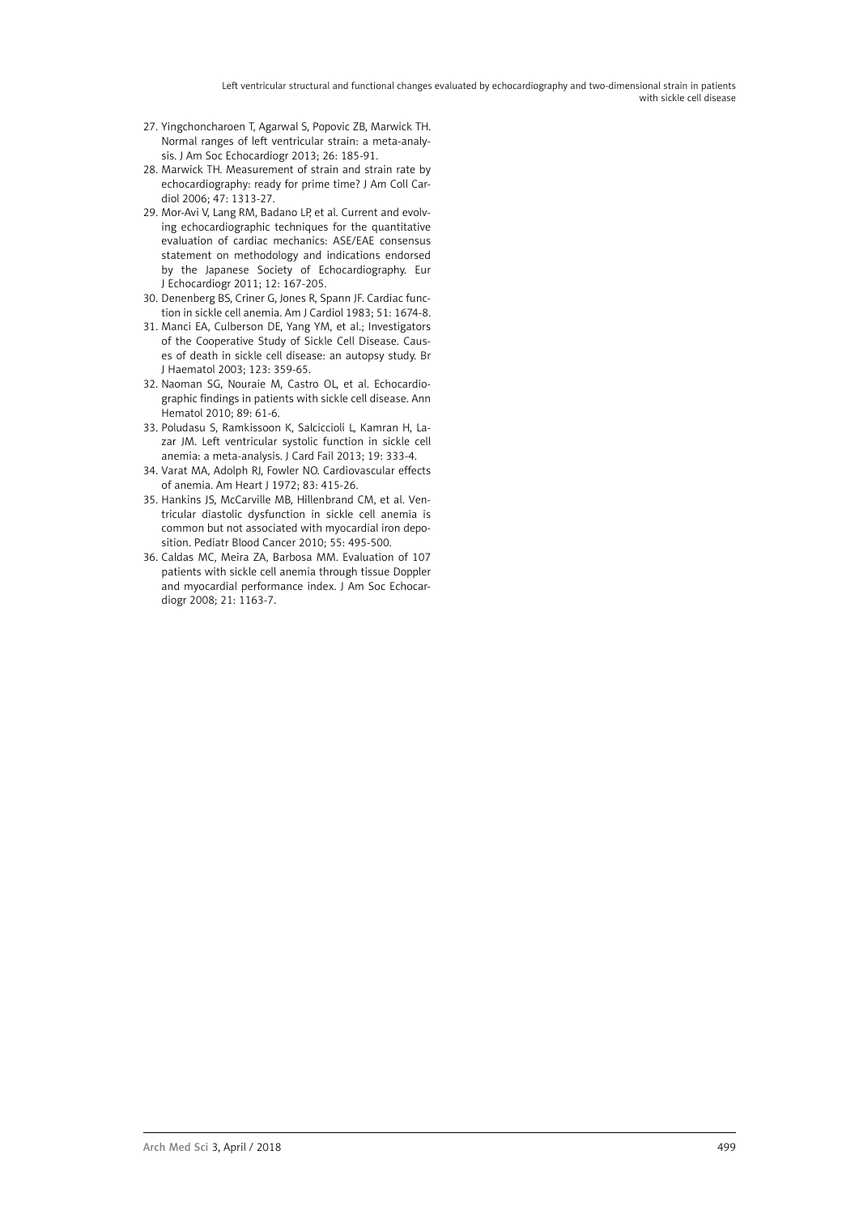27. Yingchoncharoen T, Agarwal S, Popovic ZB, Marwick TH. Normal ranges of left ventricular strain: a meta-analysis. J Am Soc Echocardiogr 2013; 26: 185-91.
28. Marwick TH. Measurement of strain and strain rate by echocardiography: ready for prime time? J Am Coll Cardiol 2006; 47: 1313-27.
29. Mor-Avi V, Lang RM, Badano LP, et al. Current and evolving echocardiographic techniques for the quantitative evaluation of cardiac mechanics: ASE/EAE consensus statement on methodology and indications endorsed by the Japanese Society of Echocardiography. Eur J Echocardiogr 2011; 12: 167-205.
30. Denenberg BS, Criner G, Jones R, Spann JF. Cardiac function in sickle cell anemia. Am J Cardiol 1983; 51: 1674-8.
31. Manci EA, Culberson DE, Yang YM, et al.; Investigators of the Cooperative Study of Sickle Cell Disease. Causes of death in sickle cell disease: an autopsy study. Br J Haematol 2003; 123: 359-65.
32. Naoman SG, Nouraie M, Castro OL, et al. Echocardiographic findings in patients with sickle cell disease. Ann Hematol 2010; 89: 61-6.
33. Poludasu S, Ramkissoon K, Salciccioli L, Kamran H, Lazar JM. Left ventricular systolic function in sickle cell anemia: a meta-analysis. J Card Fail 2013; 19: 333-4.
34. Varat MA, Adolph RJ, Fowler NO. Cardiovascular effects of anemia. Am Heart J 1972; 83: 415-26.
35. Hankins JS, McCarville MB, Hillenbrand CM, et al. Ventricular diastolic dysfunction in sickle cell anemia is common but not associated with myocardial iron deposition. Pediatr Blood Cancer 2010; 55: 495-500.
36. Caldas MC, Meira ZA, Barbosa MM. Evaluation of 107 patients with sickle cell anemia through tissue Doppler and myocardial performance index. J Am Soc Echocardiogr 2008; 21: 1163-7.